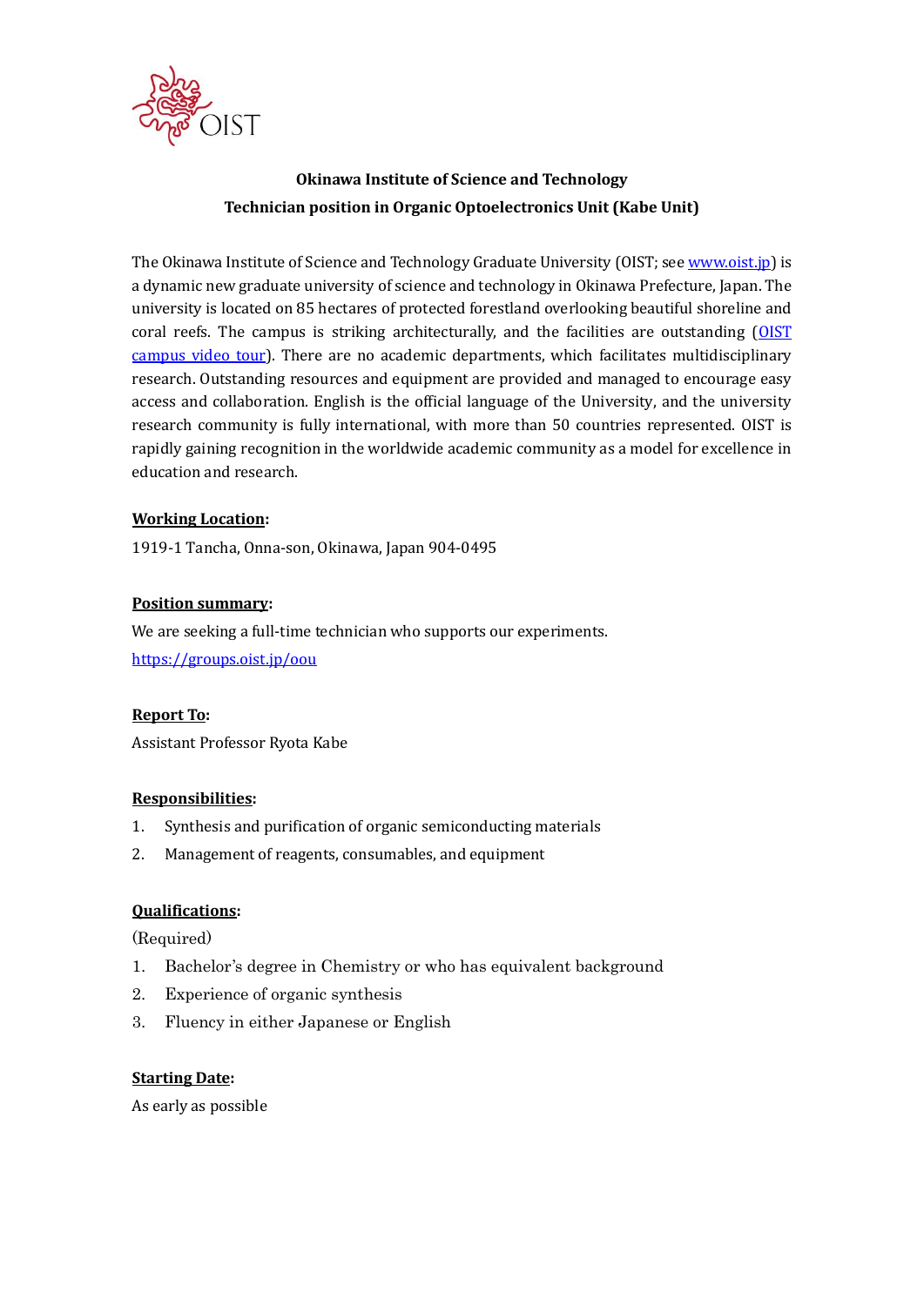**Okinawa Institute of Science and Technology**

**Technician position in Organic Optoelectronics Unit (Kabe Unit)**

The Okinawa Institute of Science and Technology Graduate University (OIST; see [www.oist.jp](www.oist.jp)) is a dynamic new graduate university of science and technology in Okinawa Prefecture, Japan. The university is located on 85 hectares of protected forestland overlooking beautiful shoreline and coral reefs. The campus is striking architecturally, and the facilities are outstanding (OIST campus video tour). There are no academic departments, which facilitates multidisciplinary research. Outstanding resources and equipment are provided and managed to encourage easy access and collaboration. English is the official language of the University, and the university research community is fully international, with more than 50 countries represented. OIST is rapidly gaining recognition in the worldwide academic community as a model for excellence in education and research.

**Working Location:**

1919-1 Tancha, Onna-son, Okinawa, Japan 904-0495

**Position summary:**

We are seeking a full-time technician who supports our experiments.

[https://groups.oist.jp/oou](https://groups.oist.jp/oou)

**Report To:**

Assistant Professor Ryota Kabe

**Responsibilities:**

1. Synthesis and purification of organic semiconducting materials
2. Management of reagents, consumables, and equipment

**Qualifications:**

(Required)

1. Bachelor's degree in Chemistry or who has equivalent background
2. Experience of organic synthesis
3. Fluency in either Japanese or English

**Starting Date:**

As early as possible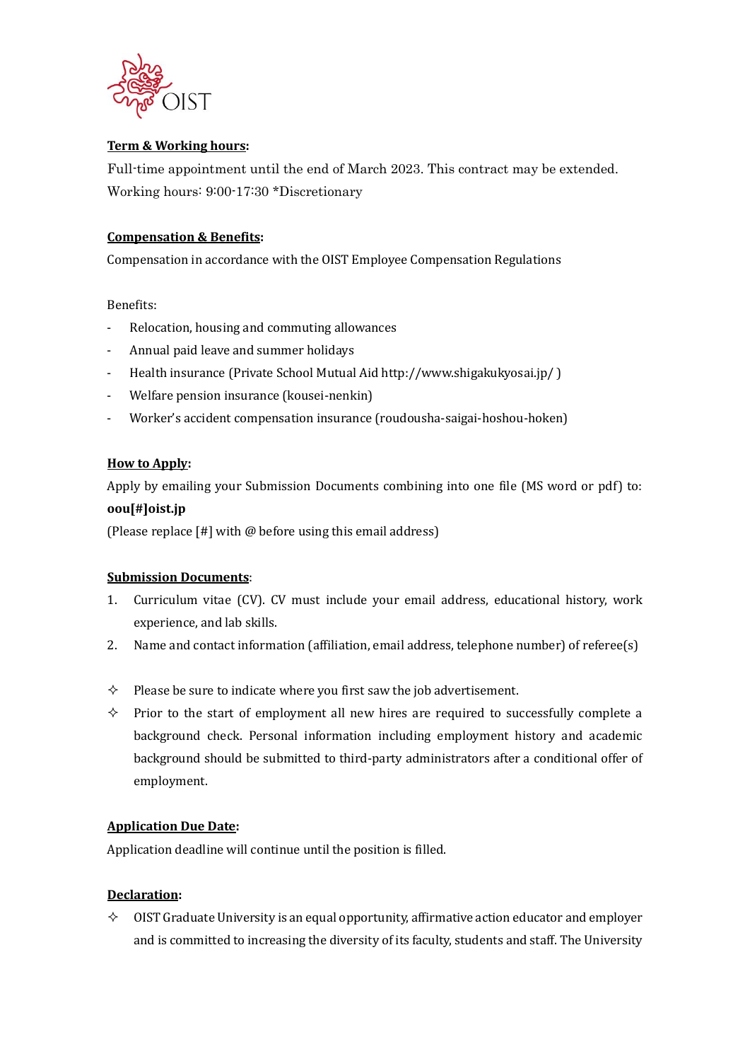**Term & Working hours:**

Full-time appointment until the end of March 2023. This contract may be extended.
Working hours: 9:00-17:30 *Discretionary

**Compensation & Benefits:**

Compensation in accordance with the OIST Employee Compensation Regulations

Benefits:

- Relocation, housing and commuting allowances
- Annual paid leave and summer holidays
- Health insurance (Private School Mutual Aid http://www.shigakukyosai.jp/ )
- Welfare pension insurance (kousei-nenkin)
- Worker's accident compensation insurance (roudousha-saigai-hoshou-hoken)

**How to Apply:**

Apply by emailing your Submission Documents combining into one file (MS word or pdf) to:
**oou[#]oist.jp**
(Please replace [#] with @ before using this email address)

**Submission Documents:**

1. Curriculum vitae (CV). CV must include your email address, educational history, work experience, and lab skills.
2. Name and contact information (affiliation, email address, telephone number) of referee(s)

- ✧ Please be sure to indicate where you first saw the job advertisement.
- ✧ Prior to the start of employment all new hires are required to successfully complete a background check. Personal information including employment history and academic background should be submitted to third-party administrators after a conditional offer of employment.

**Application Due Date:**

Application deadline will continue until the position is filled.

**Declaration:**

- ✧ OIST Graduate University is an equal opportunity, affirmative action educator and employer and is committed to increasing the diversity of its faculty, students and staff. The University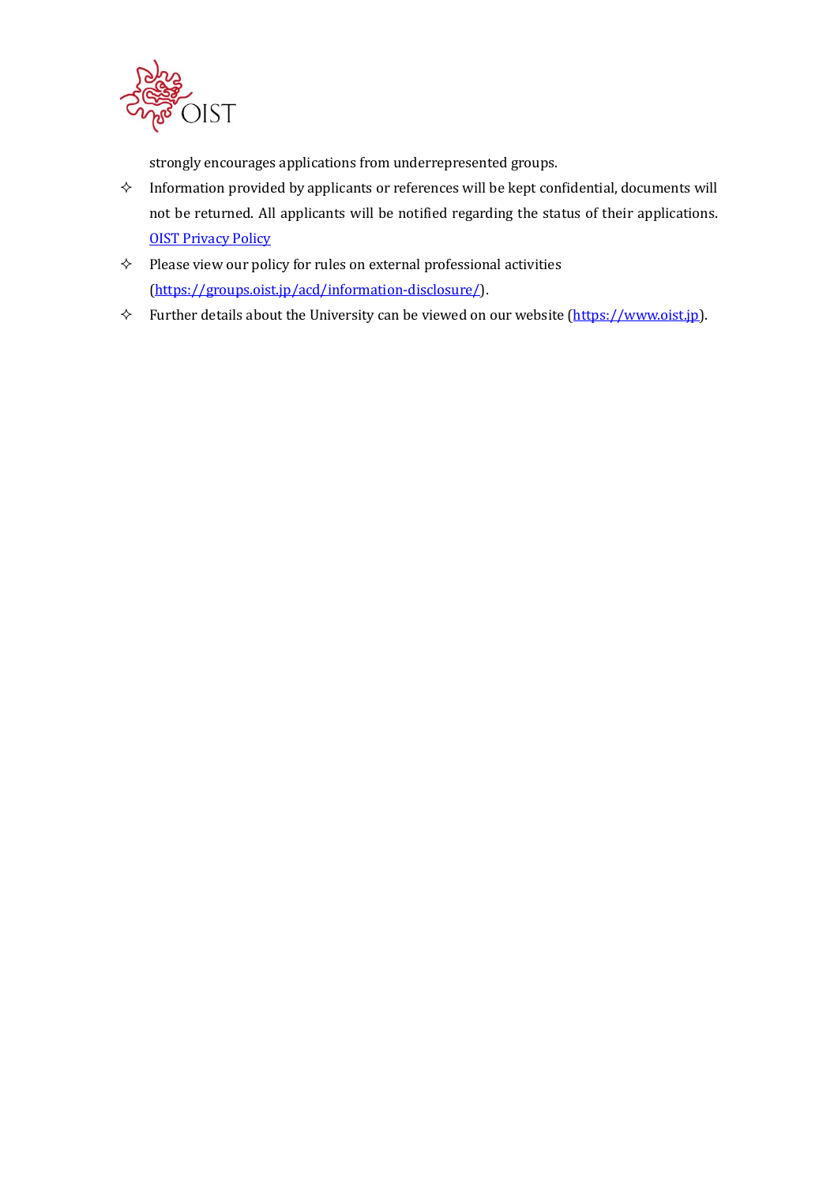strongly encourages applications from underrepresented groups.

- Information provided by applicants or references will be kept confidential, documents will not be returned. All applicants will be notified regarding the status of their applications. [OIST Privacy Policy]
- Please view our policy for rules on external professional activities (https://groups.oist.jp/acd/information-disclosure/).
- Further details about the University can be viewed on our website (https://www.oist.jp).